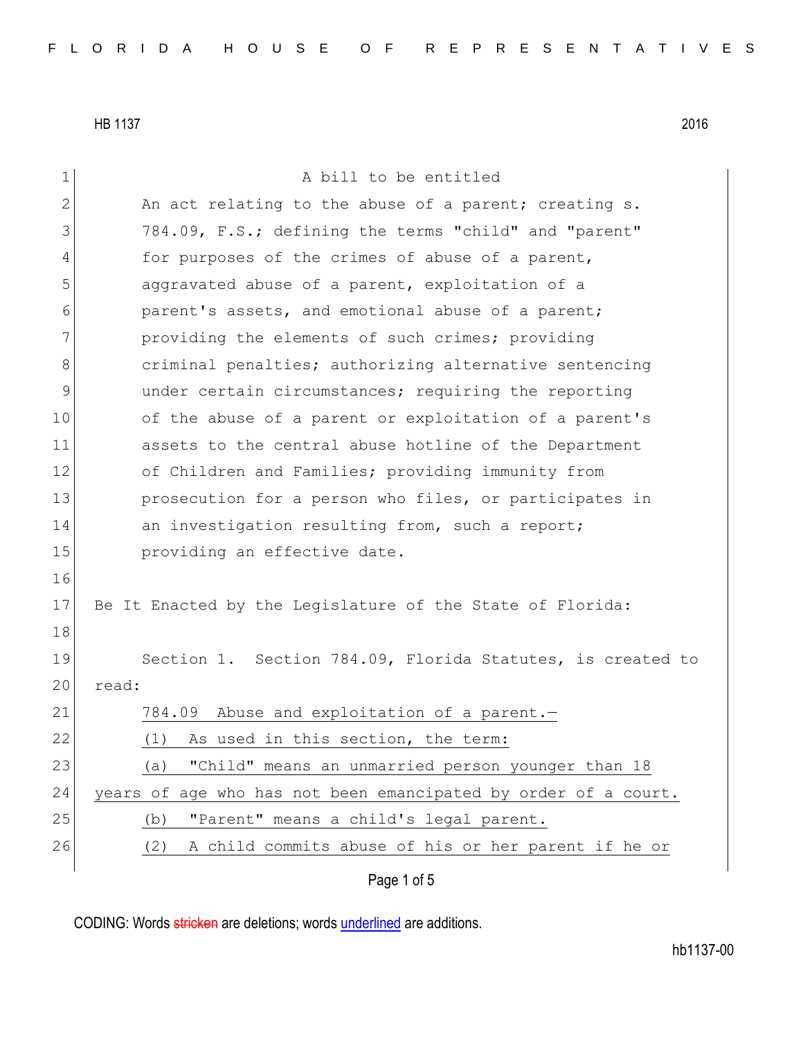HB 1137 2016

A bill to be entitled

An act relating to the abuse of a parent; creating s. 784.09, F.S.; defining the terms "child" and "parent" for purposes of the crimes of abuse of a parent, aggravated abuse of a parent, exploitation of a parent's assets, and emotional abuse of a parent; providing the elements of such crimes; providing criminal penalties; authorizing alternative sentencing under certain circumstances; requiring the reporting of the abuse of a parent or exploitation of a parent's assets to the central abuse hotline of the Department of Children and Families; providing immunity from prosecution for a person who files, or participates in an investigation resulting from, such a report; providing an effective date.

Be It Enacted by the Legislature of the State of Florida:

Section 1. Section 784.09, Florida Statutes, is created to read:

784.09 Abuse and exploitation of a parent.—

(1) As used in this section, the term:

(a) "Child" means an unmarried person younger than 18 years of age who has not been emancipated by order of a court.

(b) "Parent" means a child's legal parent.

(2) A child commits abuse of his or her parent if he or

CODING: Words stricken are deletions; words underlined are additions.

hb1137-00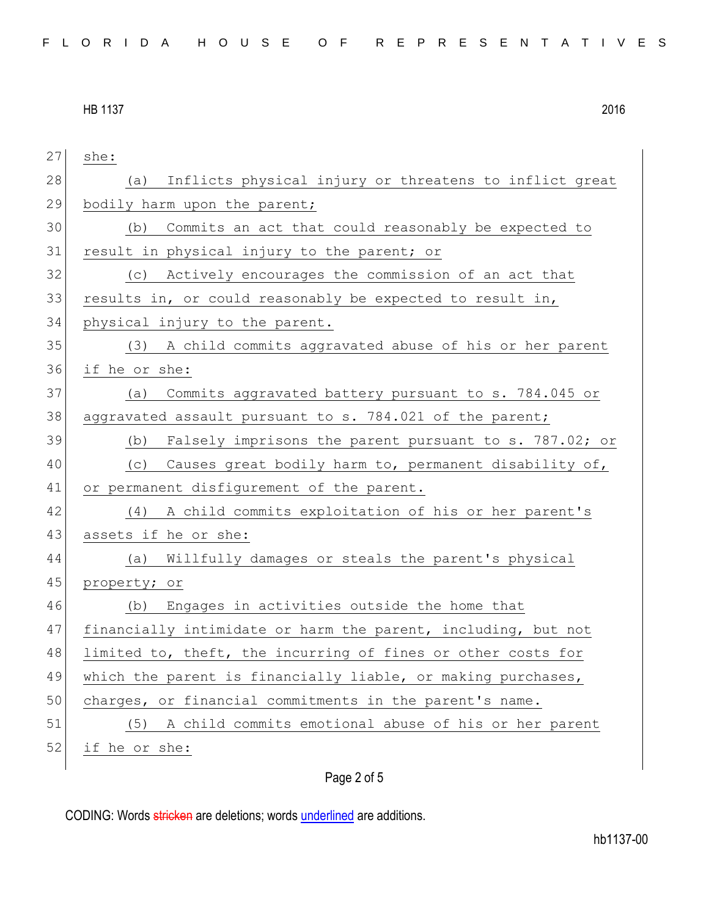she:

(a) Inflicts physical injury or threatens to inflict great bodily harm upon the parent;

(b) Commits an act that could reasonably be expected to result in physical injury to the parent; or

(c) Actively encourages the commission of an act that results in, or could reasonably be expected to result in, physical injury to the parent.

(3) A child commits aggravated abuse of his or her parent if he or she:

(a) Commits aggravated battery pursuant to s. 784.045 or aggravated assault pursuant to s. 784.021 of the parent;

(b) Falsely imprisons the parent pursuant to s. 787.02; or

(c) Causes great bodily harm to, permanent disability of, or permanent disfigurement of the parent.

(4) A child commits exploitation of his or her parent's assets if he or she:

(a) Willfully damages or steals the parent's physical property; or

(b) Engages in activities outside the home that financially intimidate or harm the parent, including, but not limited to, theft, the incurring of fines or other costs for which the parent is financially liable, or making purchases, charges, or financial commitments in the parent's name.

(5) A child commits emotional abuse of his or her parent if he or she: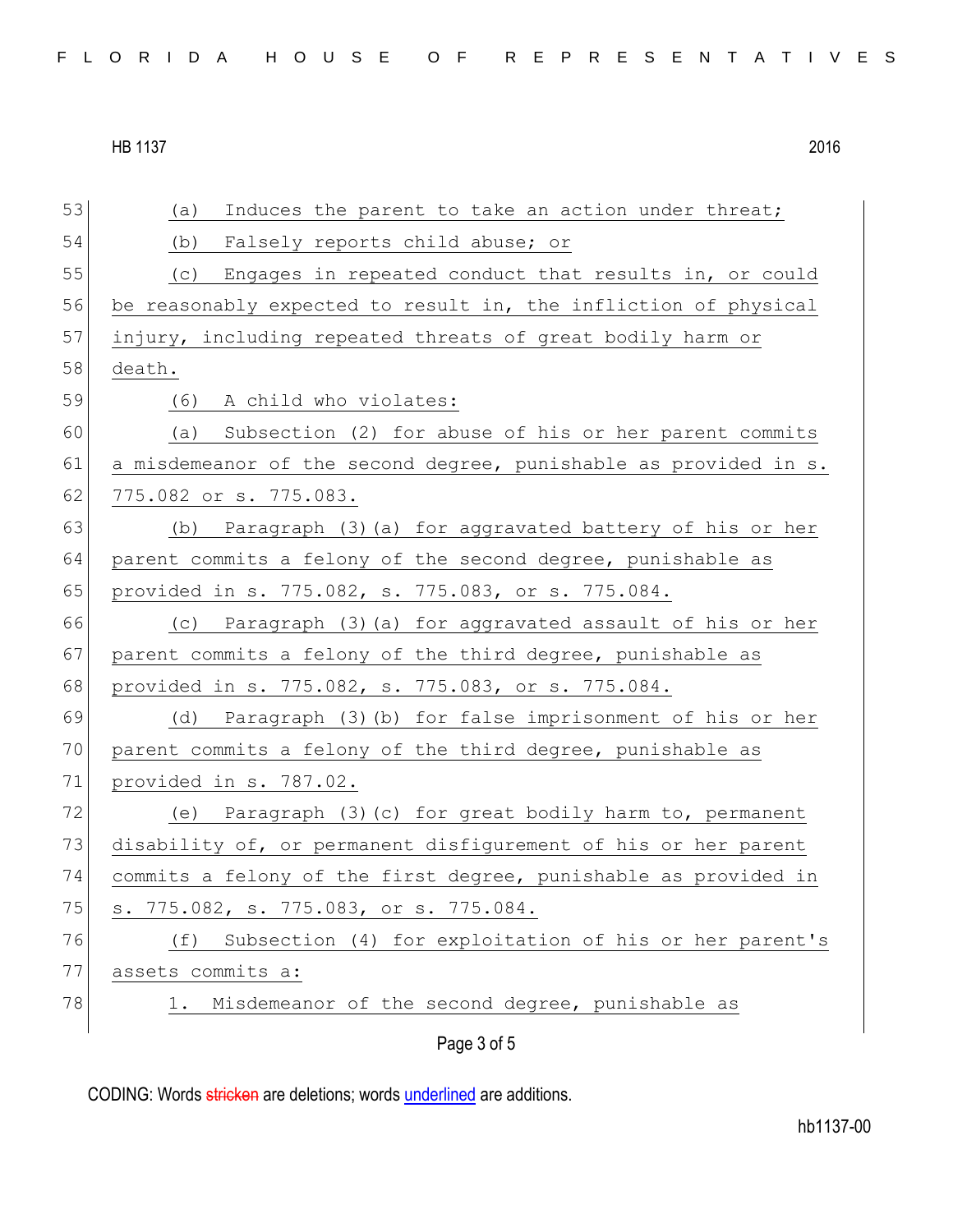(a) Induces the parent to take an action under threat;

(b) Falsely reports child abuse; or

(c) Engages in repeated conduct that results in, or could be reasonably expected to result in, the infliction of physical injury, including repeated threats of great bodily harm or death.

(6) A child who violates:

(a) Subsection (2) for abuse of his or her parent commits a misdemeanor of the second degree, punishable as provided in s. 775.082 or s. 775.083.

(b) Paragraph (3)(a) for aggravated battery of his or her parent commits a felony of the second degree, punishable as provided in s. 775.082, s. 775.083, or s. 775.084.

(c) Paragraph (3)(a) for aggravated assault of his or her parent commits a felony of the third degree, punishable as provided in s. 775.082, s. 775.083, or s. 775.084.

(d) Paragraph (3)(b) for false imprisonment of his or her parent commits a felony of the third degree, punishable as provided in s. 787.02.

(e) Paragraph (3)(c) for great bodily harm to, permanent disability of, or permanent disfigurement of his or her parent commits a felony of the first degree, punishable as provided in s. 775.082, s. 775.083, or s. 775.084.

(f) Subsection (4) for exploitation of his or her parent's assets commits a:

1. Misdemeanor of the second degree, punishable as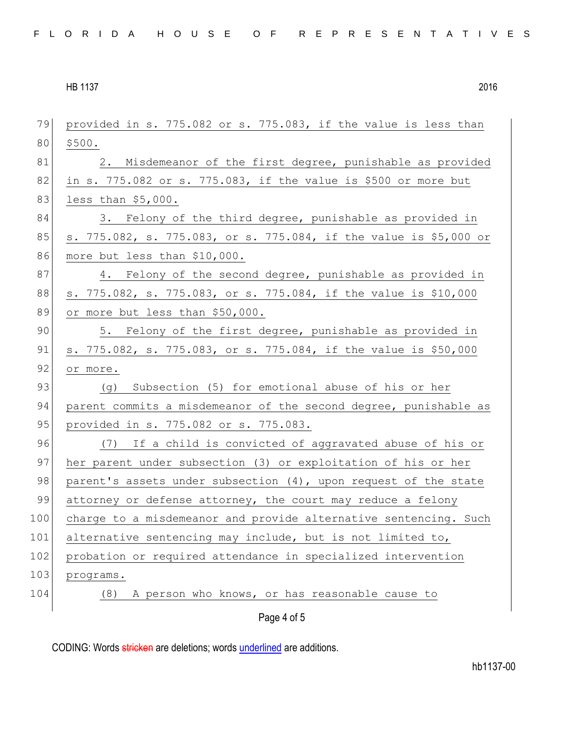provided in s. 775.082 or s. 775.083, if the value is less than $500.

2. Misdemeanor of the first degree, punishable as provided in s. 775.082 or s. 775.083, if the value is $500 or more but less than $5,000.

3. Felony of the third degree, punishable as provided in s. 775.082, s. 775.083, or s. 775.084, if the value is $5,000 or more but less than $10,000.

4. Felony of the second degree, punishable as provided in s. 775.082, s. 775.083, or s. 775.084, if the value is $10,000 or more but less than $50,000.

5. Felony of the first degree, punishable as provided in s. 775.082, s. 775.083, or s. 775.084, if the value is $50,000 or more.

(g) Subsection (5) for emotional abuse of his or her parent commits a misdemeanor of the second degree, punishable as provided in s. 775.082 or s. 775.083.

(7) If a child is convicted of aggravated abuse of his or her parent under subsection (3) or exploitation of his or her parent's assets under subsection (4), upon request of the state attorney or defense attorney, the court may reduce a felony charge to a misdemeanor and provide alternative sentencing. Such alternative sentencing may include, but is not limited to, probation or required attendance in specialized intervention programs.

(8) A person who knows, or has reasonable cause to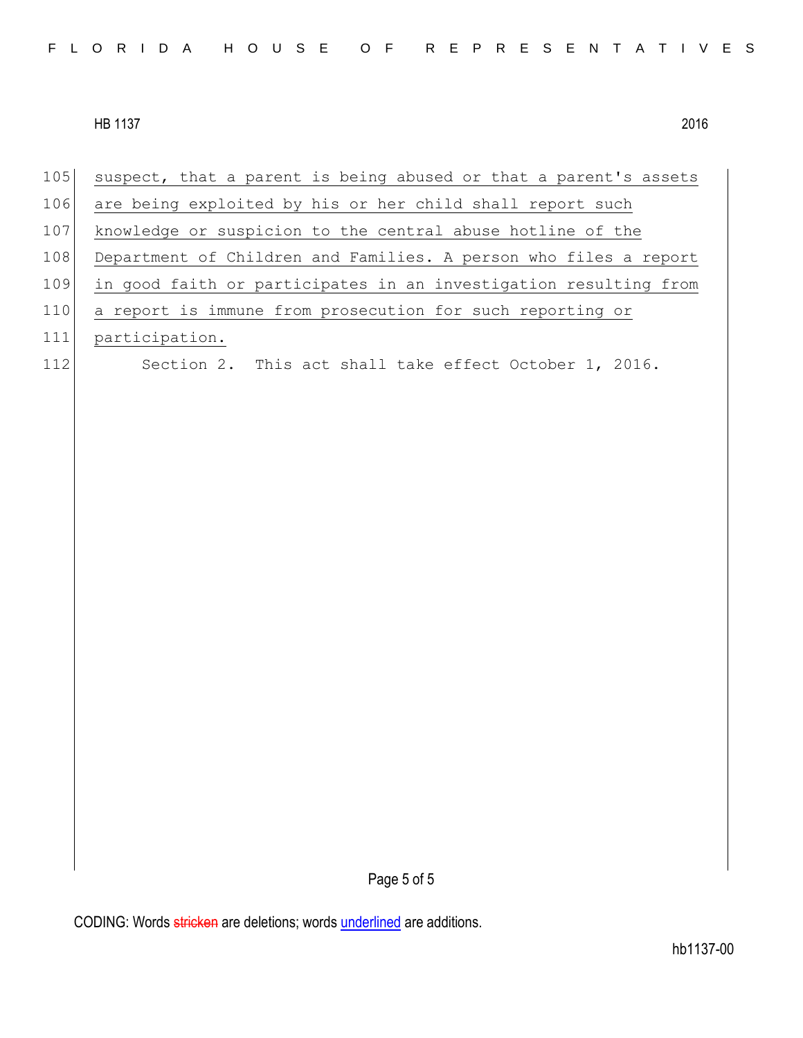105 suspect, that a parent is being abused or that a parent's assets
106 are being exploited by his or her child shall report such
107 knowledge or suspicion to the central abuse hotline of the
108 Department of Children and Families. A person who files a report
109 in good faith or participates in an investigation resulting from
110 a report is immune from prosecution for such reporting or
111 participation.
112 Section 2. This act shall take effect October 1, 2016.

CODING: Words stricken are deletions; words underlined are additions.